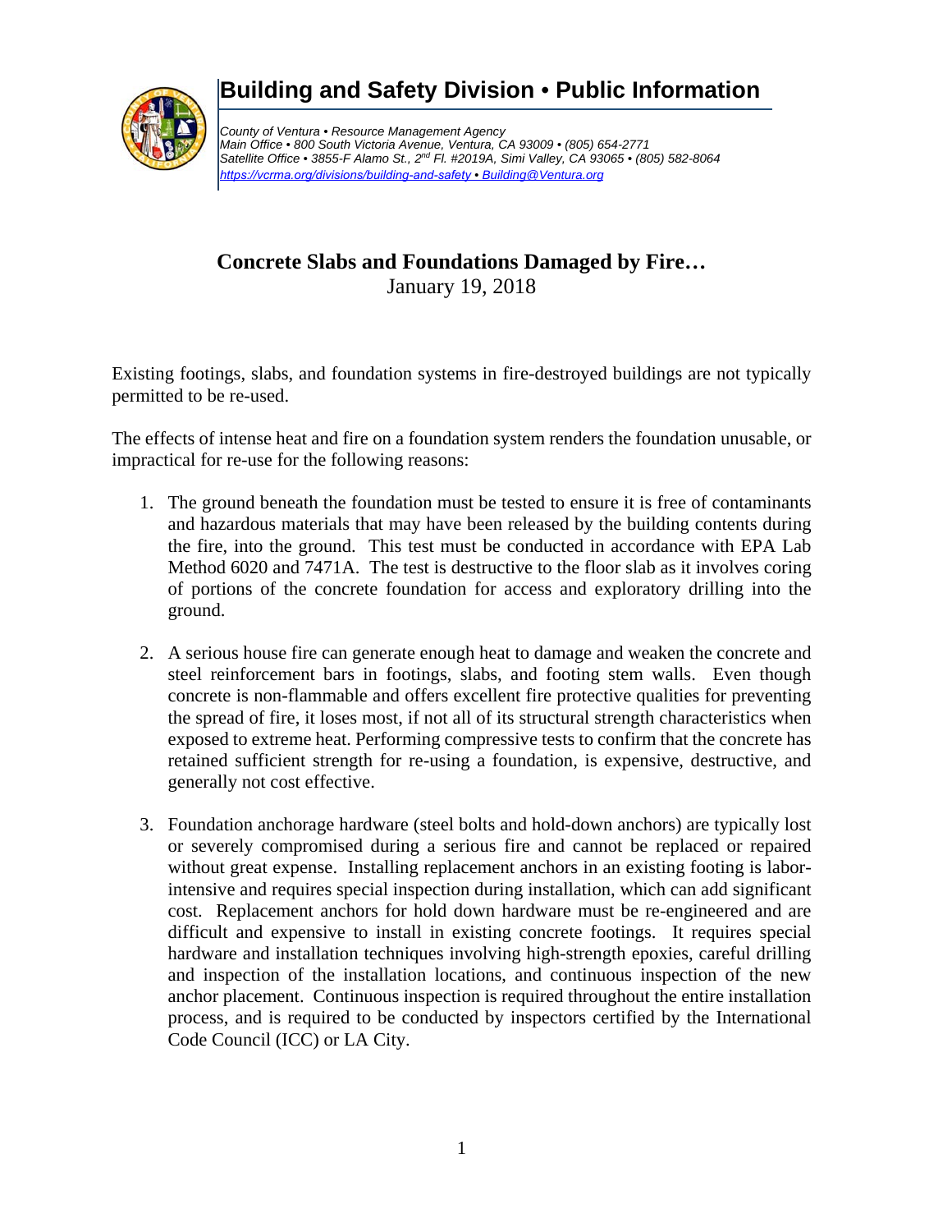# Building and Safety Division • Public Information

*County of Ventura • Resource Management Agency*
*Main Office • 800 South Victoria Avenue, Ventura, CA 93009 • (805) 654-2771*
*Satellite Office • 3855-F Alamo St., 2nd Fl. #2019A, Simi Valley, CA 93065 • (805) 582-8064*
*https://vcrma.org/divisions/building-and-safety • Building@Ventura.org*

## Concrete Slabs and Foundations Damaged by Fire…

January 19, 2018

Existing footings, slabs, and foundation systems in fire-destroyed buildings are not typically permitted to be re-used.

The effects of intense heat and fire on a foundation system renders the foundation unusable, or impractical for re-use for the following reasons:

1. The ground beneath the foundation must be tested to ensure it is free of contaminants and hazardous materials that may have been released by the building contents during the fire, into the ground. This test must be conducted in accordance with EPA Lab Method 6020 and 7471A. The test is destructive to the floor slab as it involves coring of portions of the concrete foundation for access and exploratory drilling into the ground.

2. A serious house fire can generate enough heat to damage and weaken the concrete and steel reinforcement bars in footings, slabs, and footing stem walls. Even though concrete is non-flammable and offers excellent fire protective qualities for preventing the spread of fire, it loses most, if not all of its structural strength characteristics when exposed to extreme heat. Performing compressive tests to confirm that the concrete has retained sufficient strength for re-using a foundation, is expensive, destructive, and generally not cost effective.

3. Foundation anchorage hardware (steel bolts and hold-down anchors) are typically lost or severely compromised during a serious fire and cannot be replaced or repaired without great expense. Installing replacement anchors in an existing footing is labor-intensive and requires special inspection during installation, which can add significant cost. Replacement anchors for hold down hardware must be re-engineered and are difficult and expensive to install in existing concrete footings. It requires special hardware and installation techniques involving high-strength epoxies, careful drilling and inspection of the installation locations, and continuous inspection of the new anchor placement. Continuous inspection is required throughout the entire installation process, and is required to be conducted by inspectors certified by the International Code Council (ICC) or LA City.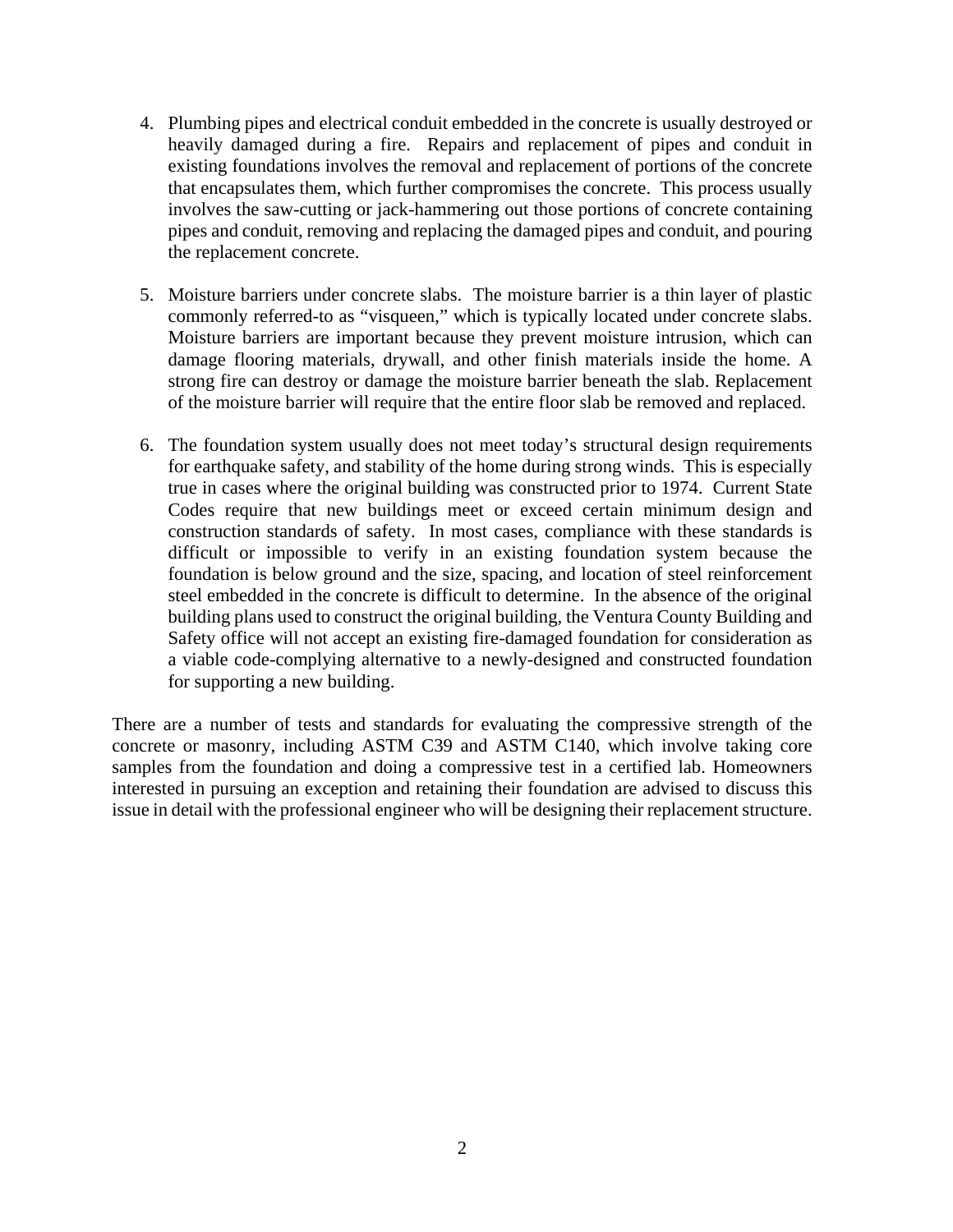4. Plumbing pipes and electrical conduit embedded in the concrete is usually destroyed or heavily damaged during a fire. Repairs and replacement of pipes and conduit in existing foundations involves the removal and replacement of portions of the concrete that encapsulates them, which further compromises the concrete. This process usually involves the saw-cutting or jack-hammering out those portions of concrete containing pipes and conduit, removing and replacing the damaged pipes and conduit, and pouring the replacement concrete.

5. Moisture barriers under concrete slabs. The moisture barrier is a thin layer of plastic commonly referred-to as "visqueen," which is typically located under concrete slabs. Moisture barriers are important because they prevent moisture intrusion, which can damage flooring materials, drywall, and other finish materials inside the home. A strong fire can destroy or damage the moisture barrier beneath the slab. Replacement of the moisture barrier will require that the entire floor slab be removed and replaced.

6. The foundation system usually does not meet today's structural design requirements for earthquake safety, and stability of the home during strong winds. This is especially true in cases where the original building was constructed prior to 1974. Current State Codes require that new buildings meet or exceed certain minimum design and construction standards of safety. In most cases, compliance with these standards is difficult or impossible to verify in an existing foundation system because the foundation is below ground and the size, spacing, and location of steel reinforcement steel embedded in the concrete is difficult to determine. In the absence of the original building plans used to construct the original building, the Ventura County Building and Safety office will not accept an existing fire-damaged foundation for consideration as a viable code-complying alternative to a newly-designed and constructed foundation for supporting a new building.

There are a number of tests and standards for evaluating the compressive strength of the concrete or masonry, including ASTM C39 and ASTM C140, which involve taking core samples from the foundation and doing a compressive test in a certified lab. Homeowners interested in pursuing an exception and retaining their foundation are advised to discuss this issue in detail with the professional engineer who will be designing their replacement structure.